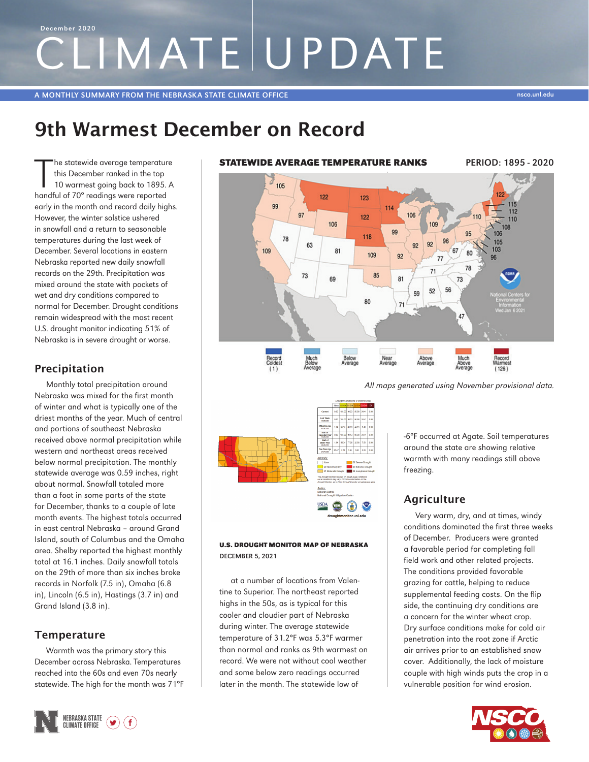December 2020

# CLIMATE UPDATE

A MONTHLY SUMMARY FROM THE NEBRASKA STATE CLIMATE OFFICE

## 9th Warmest December on Record

The statewide average temperature this December ranked in the top 10 warmest going back to 1895. A handful of 70° readings were reported early in the month and record daily highs. However, the winter solstice ushered in snowfall and a return to seasonable temperatures during the last week of December. Several locations in eastern Nebraska reported new daily snowfall records on the 29th. Precipitation was mixed around the state with pockets of wet and dry conditions compared to normal for December. Drought conditions remain widespread with the most recent U.S. drought monitor indicating 51% of Nebraska is in severe drought or worse.

**STATEWIDE AVERAGE TEMPERATURE RANKS** PERIOD: 1895 - 2020

*All maps generated using November provisional data.*

**U.S. DROUGHT MONITOR MAP OF NEBRASKA**
DECEMBER 5, 2021

### Precipitation

Monthly total precipitation around Nebraska was mixed for the first month of winter and what is typically one of the driest months of the year. Much of central and portions of southeast Nebraska received above normal precipitation while western and northeast areas received below normal precipitation. The monthly statewide average was 0.59 inches, right about normal. Snowfall totaled more than a foot in some parts of the state for December, thanks to a couple of late month events. The highest totals occurred in east central Nebraska – around Grand Island, south of Columbus and the Omaha area. Shelby reported the highest monthly total at 16.1 inches. Daily snowfall totals on the 29th of more than six inches broke records in Norfolk (7.5 in), Omaha (6.8 in), Lincoln (6.5 in), Hastings (3.7 in) and Grand Island (3.8 in).

### Temperature

Warmth was the primary story this December across Nebraska. Temperatures reached into the 60s and even 70s nearly statewide. The high for the month was 71°F at a number of locations from Valentine to Superior. The northeast reported highs in the 50s, as is typical for this cooler and cloudier part of Nebraska during winter. The average statewide temperature of 31.2°F was 5.3°F warmer than normal and ranks as 9th warmest on record. We were not without cool weather and some below zero readings occurred later in the month. The statewide low of -6°F occurred at Agate. Soil temperatures around the state are showing relative warmth with many readings still above freezing.

### Agriculture

Very warm, dry, and at times, windy conditions dominated the first three weeks of December. Producers were granted a favorable period for completing fall field work and other related projects. The conditions provided favorable grazing for cattle, helping to reduce supplemental feeding costs. On the flip side, the continuing dry conditions are a concern for the winter wheat crop. Dry surface conditions make for cold air penetration into the root zone if Arctic air arrives prior to an established snow cover. Additionally, the lack of moisture couple with high winds puts the crop in a vulnerable position for wind erosion.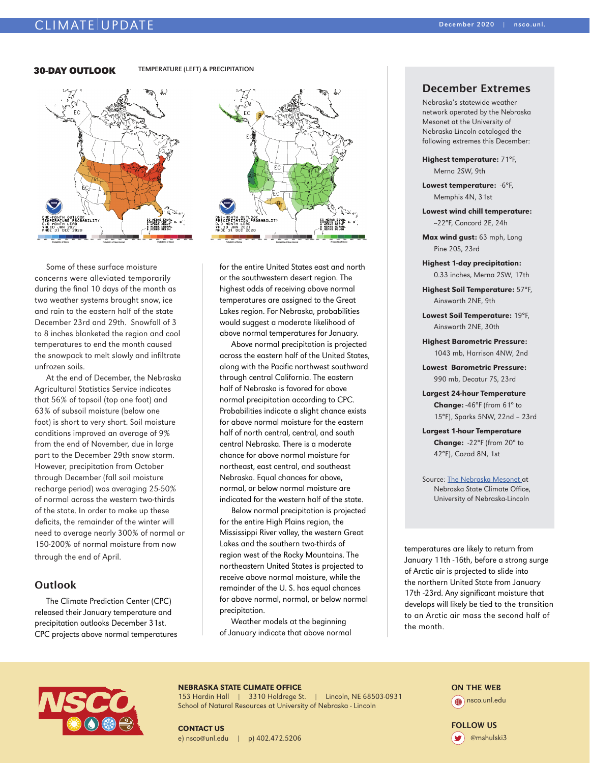## 30-DAY OUTLOOK

TEMPERATURE (LEFT) & PRECIPITATION

ONE-MONTH OUTLOOK
TEMPERATURE PROBABILITY
0.0 MONTH LEAD
VALID JAN 2021
MADE 31 DEC 2020

EC MEANS EQUAL CHANCES FOR A, N, B
A MEANS ABOVE
N MEANS NORMAL
B MEANS BELOW

ONE-MONTH OUTLOOK
PRECIPITATION PROBABILITY
0.0 MONTH LEAD
VALID JAN 2021
MADE 31 DEC 2020

EC MEANS EQUAL CHANCES FOR A, N, B
A MEANS ABOVE
N MEANS NORMAL
B MEANS BELOW

Some of these surface moisture concerns were alleviated temporarily during the final 10 days of the month as two weather systems brought snow, ice and rain to the eastern half of the state December 23rd and 29th. Snowfall of 3 to 8 inches blanketed the region and cool temperatures to end the month caused the snowpack to melt slowly and infiltrate unfrozen soils.

At the end of December, the Nebraska Agricultural Statistics Service indicates that 56% of topsoil (top one foot) and 63% of subsoil moisture (below one foot) is short to very short. Soil moisture conditions improved an average of 9% from the end of November, due in large part to the December 29th snow storm. However, precipitation from October through December (fall soil moisture recharge period) was averaging 25-50% of normal across the western two-thirds of the state. In order to make up these deficits, the remainder of the winter will need to average nearly 300% of normal or 150-200% of normal moisture from now through the end of April.

## Outlook

The Climate Prediction Center (CPC) released their January temperature and precipitation outlooks December 31st. CPC projects above normal temperatures for the entire United States east and north or the southwestern desert region. The highest odds of receiving above normal temperatures are assigned to the Great Lakes region. For Nebraska, probabilities would suggest a moderate likelihood of above normal temperatures for January.

Above normal precipitation is projected across the eastern half of the United States, along with the Pacific northwest southward through central California. The eastern half of Nebraska is favored for above normal precipitation according to CPC. Probabilities indicate a slight chance exists for above normal moisture for the eastern half of north central, central, and south central Nebraska. There is a moderate chance for above normal moisture for northeast, east central, and southeast Nebraska. Equal chances for above, normal, or below normal moisture are indicated for the western half of the state.

Below normal precipitation is projected for the entire High Plains region, the Mississippi River valley, the western Great Lakes and the southern two-thirds of region west of the Rocky Mountains. The northeastern United States is projected to receive above normal moisture, while the remainder of the U. S. has equal chances for above normal, normal, or below normal precipitation.

Weather models at the beginning of January indicate that above normal temperatures are likely to return from January 11th -16th, before a strong surge of Arctic air is projected to slide into the northern United State from January 17th -23rd. Any significant moisture that develops will likely be tied to the transition to an Arctic air mass the second half of the month.

## December Extremes

Nebraska's statewide weather network operated by the Nebraska Mesonet at the University of Nebraska-Lincoln cataloged the following extremes this December:

**Highest temperature:** 71°F, Merna 2SW, 9th

**Lowest temperature:** -6°F, Memphis 4N, 31st

**Lowest wind chill temperature:** –22°F, Concord 2E, 24h

**Max wind gust:** 63 mph, Long Pine 20S, 23rd

**Highest 1-day precipitation:** 0.33 inches, Merna 2SW, 17th

**Highest Soil Temperature:** 57°F, Ainsworth 2NE, 9th

**Lowest Soil Temperature:** 19°F, Ainsworth 2NE, 30th

**Highest Barometric Pressure:** 1043 mb, Harrison 4NW, 2nd

**Lowest Barometric Pressure:** 990 mb, Decatur 7S, 23rd

**Largest 24-hour Temperature Change:** -46°F (from 61° to 15°F), Sparks 5NW, 22nd – 23rd

**Largest 1-hour Temperature Change:** -22°F (from 20° to 42°F), Cozad 8N, 1st

Source: The Nebraska Mesonet at Nebraska State Climate Office, University of Nebraska-Lincoln

**NEBRASKA STATE CLIMATE OFFICE**
153 Hardin Hall | 3310 Holdrege St. | Lincoln, NE 68503-0931
School of Natural Resources at University of Nebraska - Lincoln

**CONTACT US**
e) nsco@unl.edu | p) 402.472.5206

**ON THE WEB**
nsco.unl.edu

**FOLLOW US**
@mshulski3